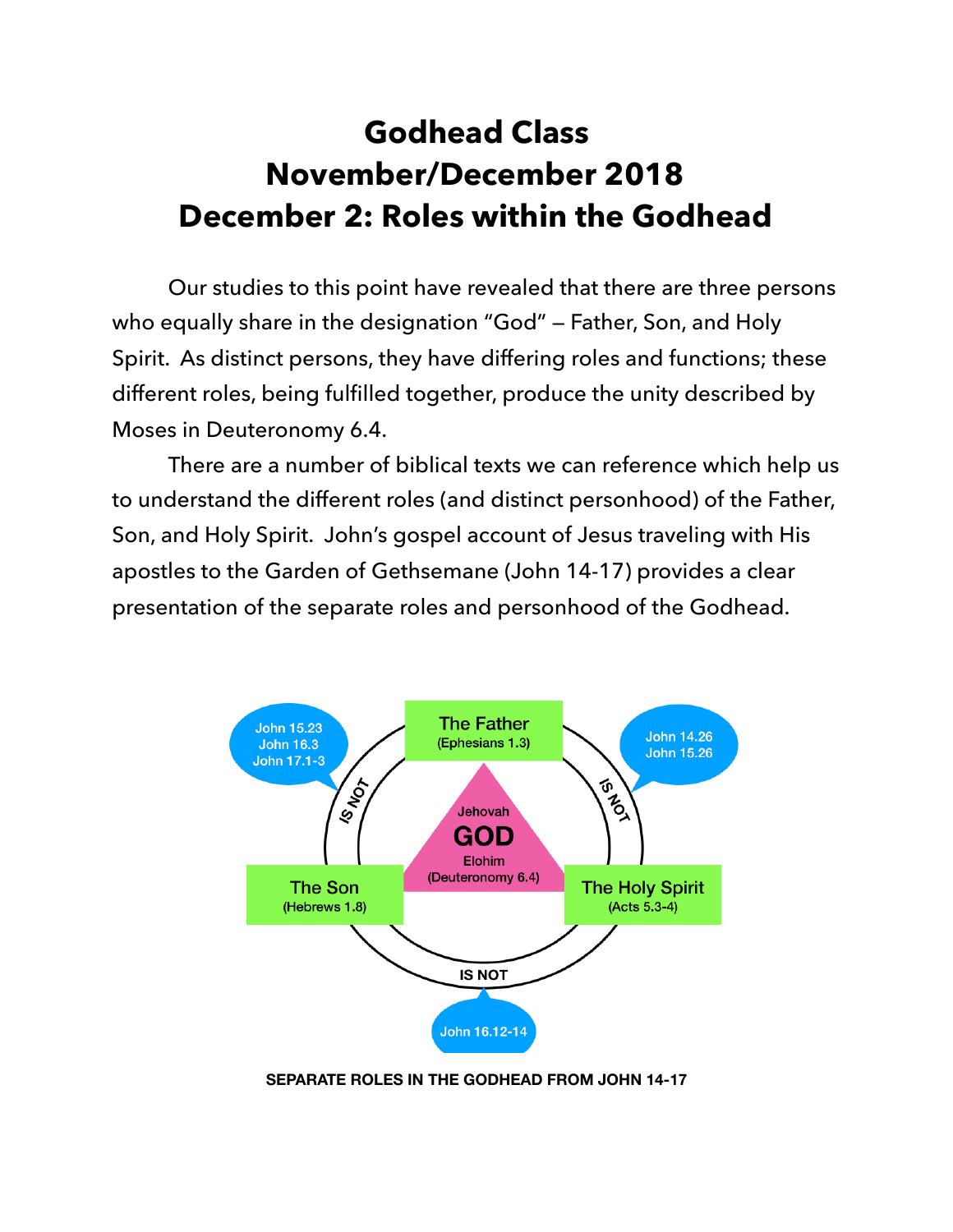# Godhead Class
# November/December 2018
# December 2: Roles within the Godhead

Our studies to this point have revealed that there are three persons who equally share in the designation "God" — Father, Son, and Holy Spirit. As distinct persons, they have differing roles and functions; these different roles, being fulfilled together, produce the unity described by Moses in Deuteronomy 6.4.

There are a number of biblical texts we can reference which help us to understand the different roles (and distinct personhood) of the Father, Son, and Holy Spirit. John's gospel account of Jesus traveling with His apostles to the Garden of Gethsemane (John 14-17) provides a clear presentation of the separate roles and personhood of the Godhead.

The Father (Ephesians 1.3)

The Son (Hebrews 1.8)

The Holy Spirit (Acts 5.3-4)

Jehovah GOD Elohim (Deuteronomy 6.4)

IS NOT — John 15.23, John 16.3, John 17.1-3

IS NOT — John 14.26, John 15.26

IS NOT — John 16.12-14

**SEPARATE ROLES IN THE GODHEAD FROM JOHN 14-17**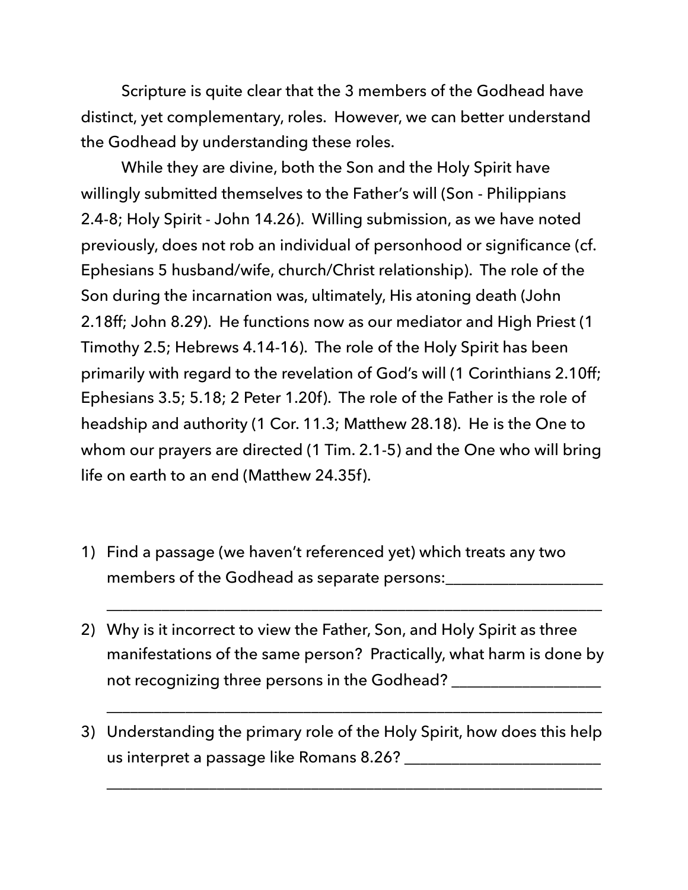Scripture is quite clear that the 3 members of the Godhead have distinct, yet complementary, roles. However, we can better understand the Godhead by understanding these roles.

While they are divine, both the Son and the Holy Spirit have willingly submitted themselves to the Father's will (Son - Philippians 2.4-8; Holy Spirit - John 14.26). Willing submission, as we have noted previously, does not rob an individual of personhood or significance (cf. Ephesians 5 husband/wife, church/Christ relationship). The role of the Son during the incarnation was, ultimately, His atoning death (John 2.18ff; John 8.29). He functions now as our mediator and High Priest (1 Timothy 2.5; Hebrews 4.14-16). The role of the Holy Spirit has been primarily with regard to the revelation of God's will (1 Corinthians 2.10ff; Ephesians 3.5; 5.18; 2 Peter 1.20f). The role of the Father is the role of headship and authority (1 Cor. 11.3; Matthew 28.18). He is the One to whom our prayers are directed (1 Tim. 2.1-5) and the One who will bring life on earth to an end (Matthew 24.35f).

1) Find a passage (we haven't referenced yet) which treats any two members of the Godhead as separate persons:____________________
____________________________________________________________________

2) Why is it incorrect to view the Father, Son, and Holy Spirit as three manifestations of the same person? Practically, what harm is done by not recognizing three persons in the Godhead? ____________________
____________________________________________________________________

3) Understanding the primary role of the Holy Spirit, how does this help us interpret a passage like Romans 8.26? __________________________
____________________________________________________________________